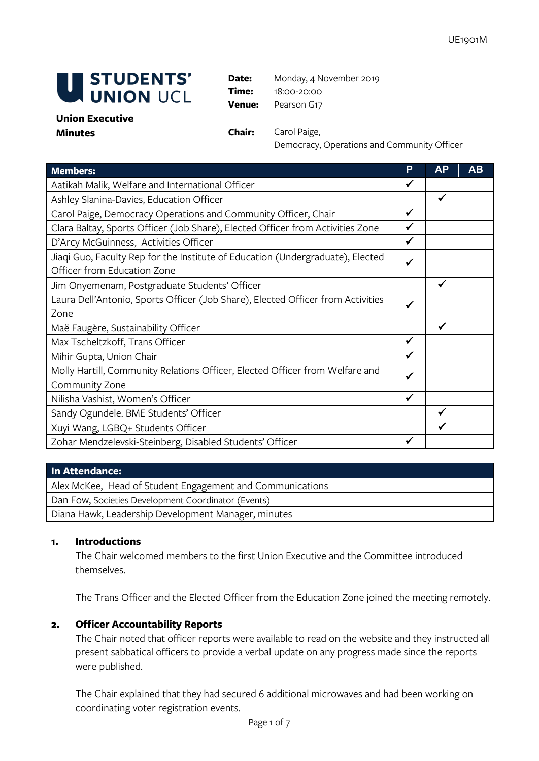UE1901M

# STUDENTS' UNION UCL

**Union Executive**
**Minutes**

**Date:** Monday, 4 November 2019
**Time:** 18:00-20:00
**Venue:** Pearson G17

**Chair:** Carol Paige, Democracy, Operations and Community Officer

| Members: | P | AP | AB |
|---|---|---|---|
| Aatikah Malik, Welfare and International Officer | ✓ | | |
| Ashley Slanina-Davies, Education Officer | | ✓ | |
| Carol Paige, Democracy Operations and Community Officer, Chair | ✓ | | |
| Clara Baltay, Sports Officer (Job Share), Elected Officer from Activities Zone | ✓ | | |
| D'Arcy McGuinness, Activities Officer | ✓ | | |
| Jiaqi Guo, Faculty Rep for the Institute of Education (Undergraduate), Elected Officer from Education Zone | ✓ | | |
| Jim Onyemenam, Postgraduate Students' Officer | | ✓ | |
| Laura Dell'Antonio, Sports Officer (Job Share), Elected Officer from Activities Zone | ✓ | | |
| Maë Faugère, Sustainability Officer | | ✓ | |
| Max Tscheltzkoff, Trans Officer | ✓ | | |
| Mihir Gupta, Union Chair | ✓ | | |
| Molly Hartill, Community Relations Officer, Elected Officer from Welfare and Community Zone | ✓ | | |
| Nilisha Vashist, Women's Officer | ✓ | | |
| Sandy Ogundele. BME Students' Officer | | ✓ | |
| Xuyi Wang, LGBQ+ Students Officer | | ✓ | |
| Zohar Mendzelevski-Steinberg, Disabled Students' Officer | ✓ | | |

| In Attendance: |
|---|
| Alex McKee, Head of Student Engagement and Communications |
| Dan Fow, Societies Development Coordinator (Events) |
| Diana Hawk, Leadership Development Manager, minutes |

## 1. Introductions

The Chair welcomed members to the first Union Executive and the Committee introduced themselves.

The Trans Officer and the Elected Officer from the Education Zone joined the meeting remotely.

## 2. Officer Accountability Reports

The Chair noted that officer reports were available to read on the website and they instructed all present sabbatical officers to provide a verbal update on any progress made since the reports were published.

The Chair explained that they had secured 6 additional microwaves and had been working on coordinating voter registration events.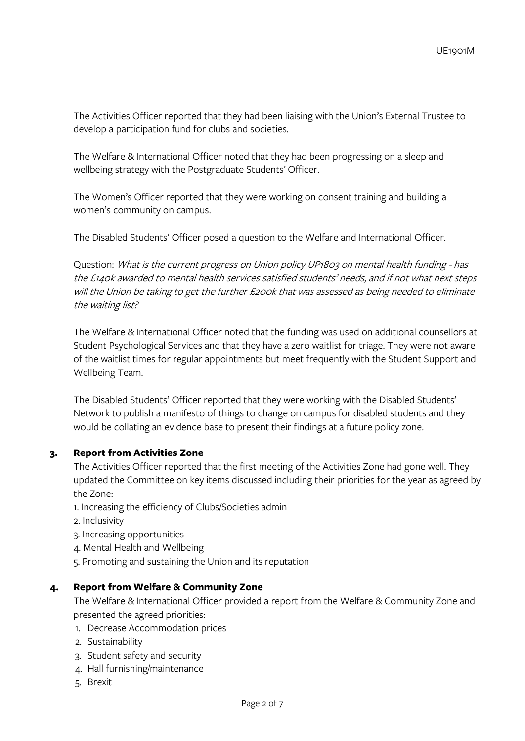The Activities Officer reported that they had been liaising with the Union's External Trustee to develop a participation fund for clubs and societies.

The Welfare & International Officer noted that they had been progressing on a sleep and wellbeing strategy with the Postgraduate Students' Officer.

The Women's Officer reported that they were working on consent training and building a women's community on campus.

The Disabled Students' Officer posed a question to the Welfare and International Officer.

Question: *What is the current progress on Union policy UP1803 on mental health funding - has the £140k awarded to mental health services satisfied students' needs, and if not what next steps will the Union be taking to get the further £200k that was assessed as being needed to eliminate the waiting list?*

The Welfare & International Officer noted that the funding was used on additional counsellors at Student Psychological Services and that they have a zero waitlist for triage. They were not aware of the waitlist times for regular appointments but meet frequently with the Student Support and Wellbeing Team.

The Disabled Students' Officer reported that they were working with the Disabled Students' Network to publish a manifesto of things to change on campus for disabled students and they would be collating an evidence base to present their findings at a future policy zone.

## 3. Report from Activities Zone

The Activities Officer reported that the first meeting of the Activities Zone had gone well. They updated the Committee on key items discussed including their priorities for the year as agreed by the Zone:

1. Increasing the efficiency of Clubs/Societies admin
2. Inclusivity
3. Increasing opportunities
4. Mental Health and Wellbeing
5. Promoting and sustaining the Union and its reputation

## 4. Report from Welfare & Community Zone

The Welfare & International Officer provided a report from the Welfare & Community Zone and presented the agreed priorities:

1. Decrease Accommodation prices
2. Sustainability
3. Student safety and security
4. Hall furnishing/maintenance
5. Brexit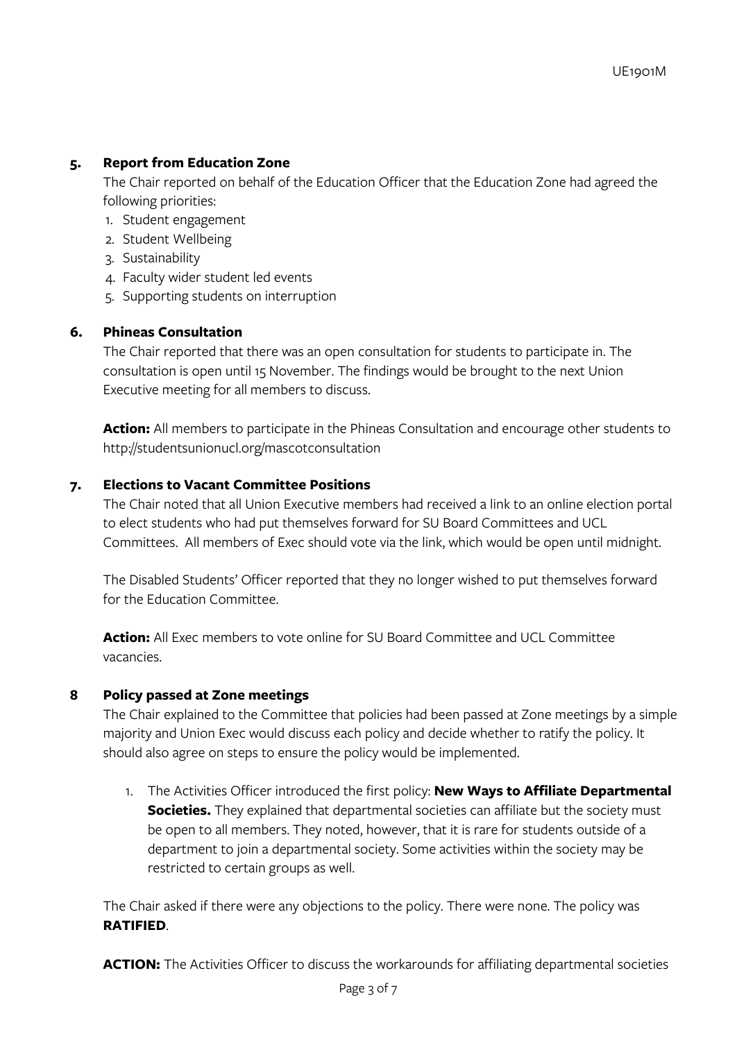## 5. Report from Education Zone

The Chair reported on behalf of the Education Officer that the Education Zone had agreed the following priorities:

1. Student engagement
2. Student Wellbeing
3. Sustainability
4. Faculty wider student led events
5. Supporting students on interruption

## 6. Phineas Consultation

The Chair reported that there was an open consultation for students to participate in. The consultation is open until 15 November. The findings would be brought to the next Union Executive meeting for all members to discuss.

**Action:** All members to participate in the Phineas Consultation and encourage other students to http://studentsunionucl.org/mascotconsultation

## 7. Elections to Vacant Committee Positions

The Chair noted that all Union Executive members had received a link to an online election portal to elect students who had put themselves forward for SU Board Committees and UCL Committees. All members of Exec should vote via the link, which would be open until midnight.

The Disabled Students' Officer reported that they no longer wished to put themselves forward for the Education Committee.

**Action:** All Exec members to vote online for SU Board Committee and UCL Committee vacancies.

## 8 Policy passed at Zone meetings

The Chair explained to the Committee that policies had been passed at Zone meetings by a simple majority and Union Exec would discuss each policy and decide whether to ratify the policy. It should also agree on steps to ensure the policy would be implemented.

1. The Activities Officer introduced the first policy: **New Ways to Affiliate Departmental Societies.** They explained that departmental societies can affiliate but the society must be open to all members. They noted, however, that it is rare for students outside of a department to join a departmental society. Some activities within the society may be restricted to certain groups as well.

The Chair asked if there were any objections to the policy. There were none. The policy was **RATIFIED**.

**ACTION:** The Activities Officer to discuss the workarounds for affiliating departmental societies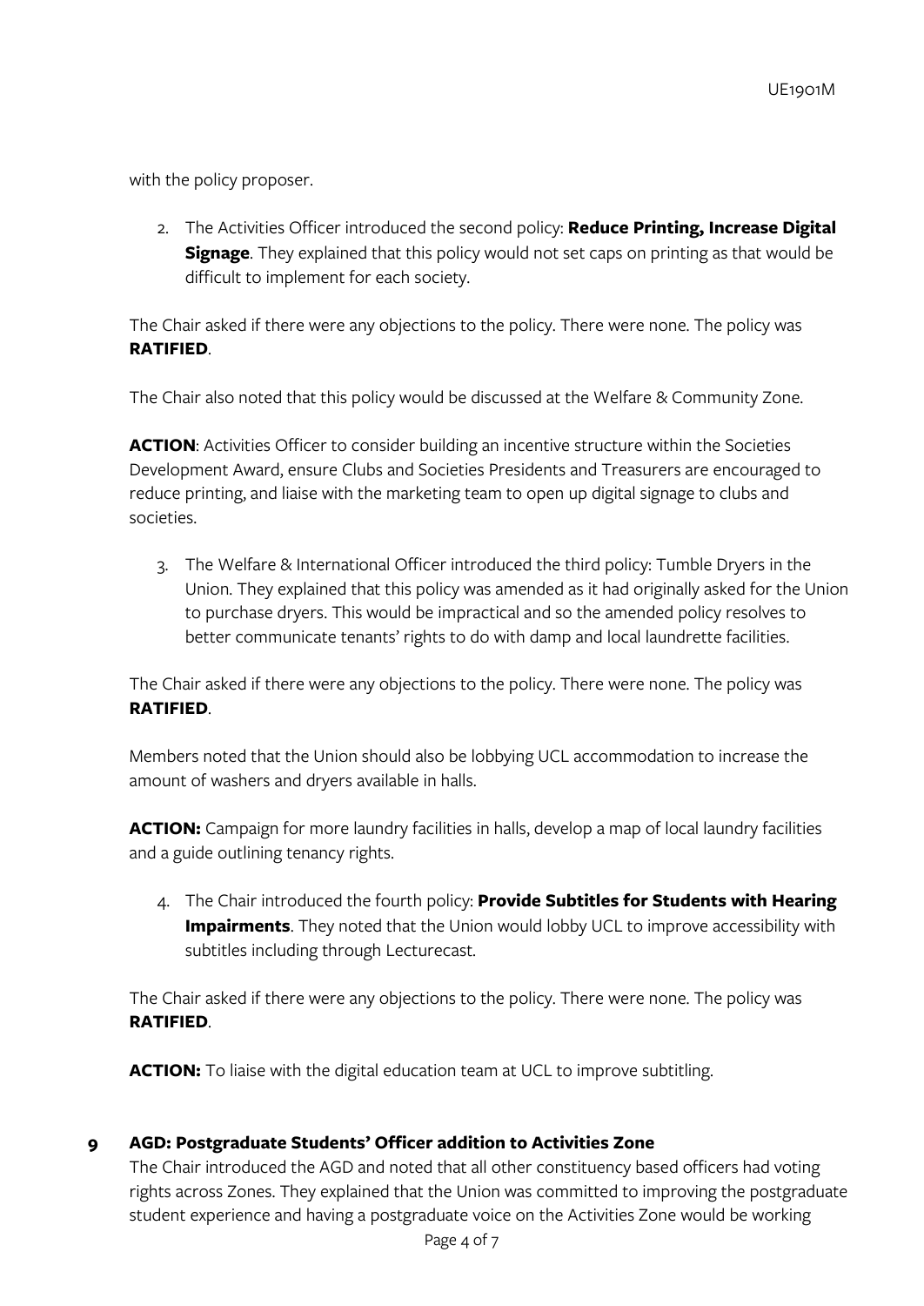with the policy proposer.

2. The Activities Officer introduced the second policy: **Reduce Printing, Increase Digital Signage**. They explained that this policy would not set caps on printing as that would be difficult to implement for each society.

The Chair asked if there were any objections to the policy. There were none. The policy was **RATIFIED**.

The Chair also noted that this policy would be discussed at the Welfare & Community Zone.

**ACTION**: Activities Officer to consider building an incentive structure within the Societies Development Award, ensure Clubs and Societies Presidents and Treasurers are encouraged to reduce printing, and liaise with the marketing team to open up digital signage to clubs and societies.

3. The Welfare & International Officer introduced the third policy: Tumble Dryers in the Union. They explained that this policy was amended as it had originally asked for the Union to purchase dryers. This would be impractical and so the amended policy resolves to better communicate tenants' rights to do with damp and local laundrette facilities.

The Chair asked if there were any objections to the policy. There were none. The policy was **RATIFIED**.

Members noted that the Union should also be lobbying UCL accommodation to increase the amount of washers and dryers available in halls.

**ACTION:** Campaign for more laundry facilities in halls, develop a map of local laundry facilities and a guide outlining tenancy rights.

4. The Chair introduced the fourth policy: **Provide Subtitles for Students with Hearing Impairments**. They noted that the Union would lobby UCL to improve accessibility with subtitles including through Lecturecast.

The Chair asked if there were any objections to the policy. There were none. The policy was **RATIFIED**.

**ACTION:** To liaise with the digital education team at UCL to improve subtitling.

## 9 AGD: Postgraduate Students' Officer addition to Activities Zone

The Chair introduced the AGD and noted that all other constituency based officers had voting rights across Zones. They explained that the Union was committed to improving the postgraduate student experience and having a postgraduate voice on the Activities Zone would be working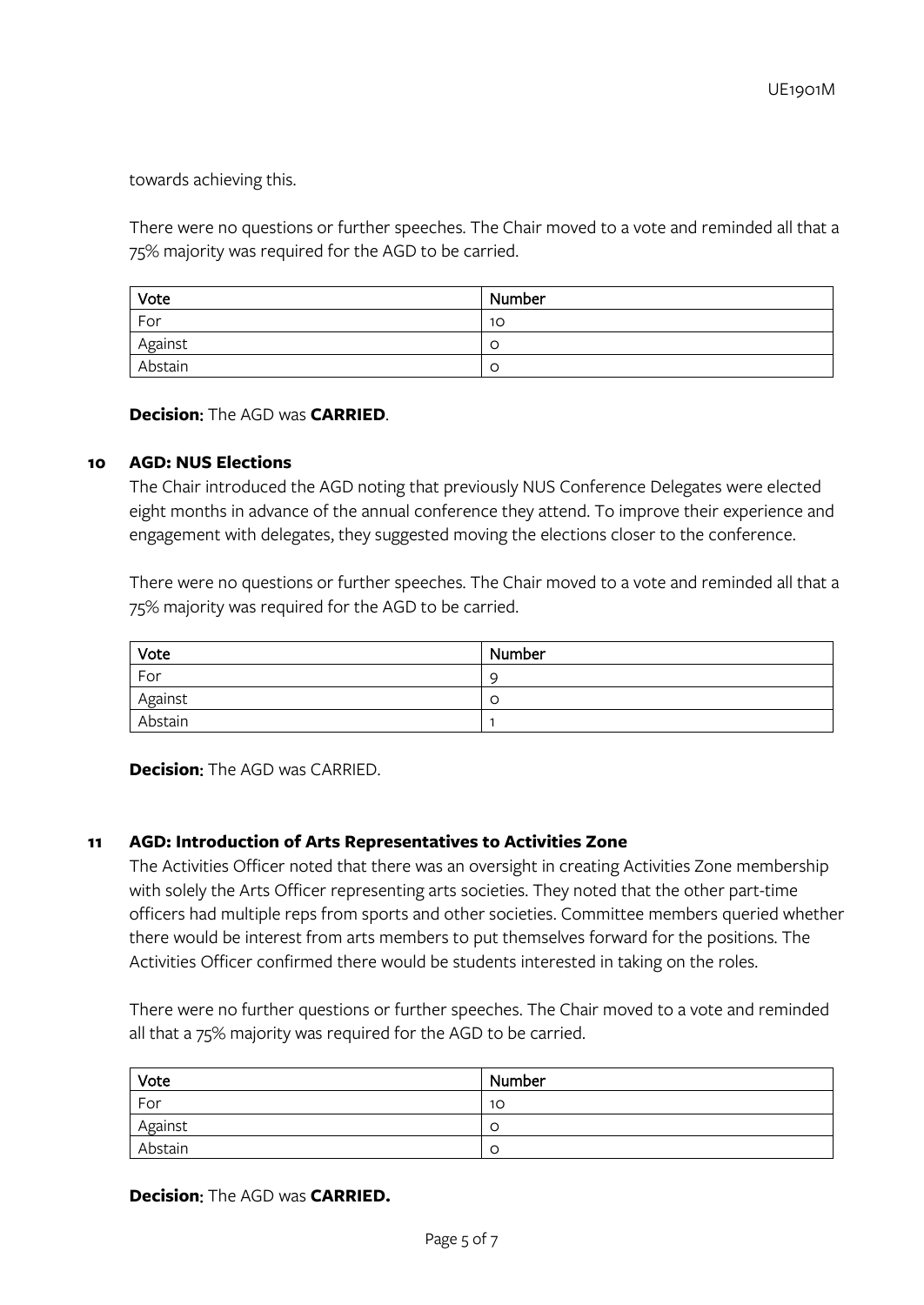towards achieving this.

There were no questions or further speeches. The Chair moved to a vote and reminded all that a 75% majority was required for the AGD to be carried.

| Vote | Number |
|---|---|
| For | 10 |
| Against | 0 |
| Abstain | 0 |

**Decision**: The AGD was **CARRIED**.

## 10 AGD: NUS Elections

The Chair introduced the AGD noting that previously NUS Conference Delegates were elected eight months in advance of the annual conference they attend. To improve their experience and engagement with delegates, they suggested moving the elections closer to the conference.

There were no questions or further speeches. The Chair moved to a vote and reminded all that a 75% majority was required for the AGD to be carried.

| Vote | Number |
|---|---|
| For | 9 |
| Against | 0 |
| Abstain | 1 |

**Decision**: The AGD was CARRIED.

## 11 AGD: Introduction of Arts Representatives to Activities Zone

The Activities Officer noted that there was an oversight in creating Activities Zone membership with solely the Arts Officer representing arts societies. They noted that the other part-time officers had multiple reps from sports and other societies. Committee members queried whether there would be interest from arts members to put themselves forward for the positions. The Activities Officer confirmed there would be students interested in taking on the roles.

There were no further questions or further speeches. The Chair moved to a vote and reminded all that a 75% majority was required for the AGD to be carried.

| Vote | Number |
|---|---|
| For | 10 |
| Against | 0 |
| Abstain | 0 |

**Decision**: The AGD was **CARRIED.**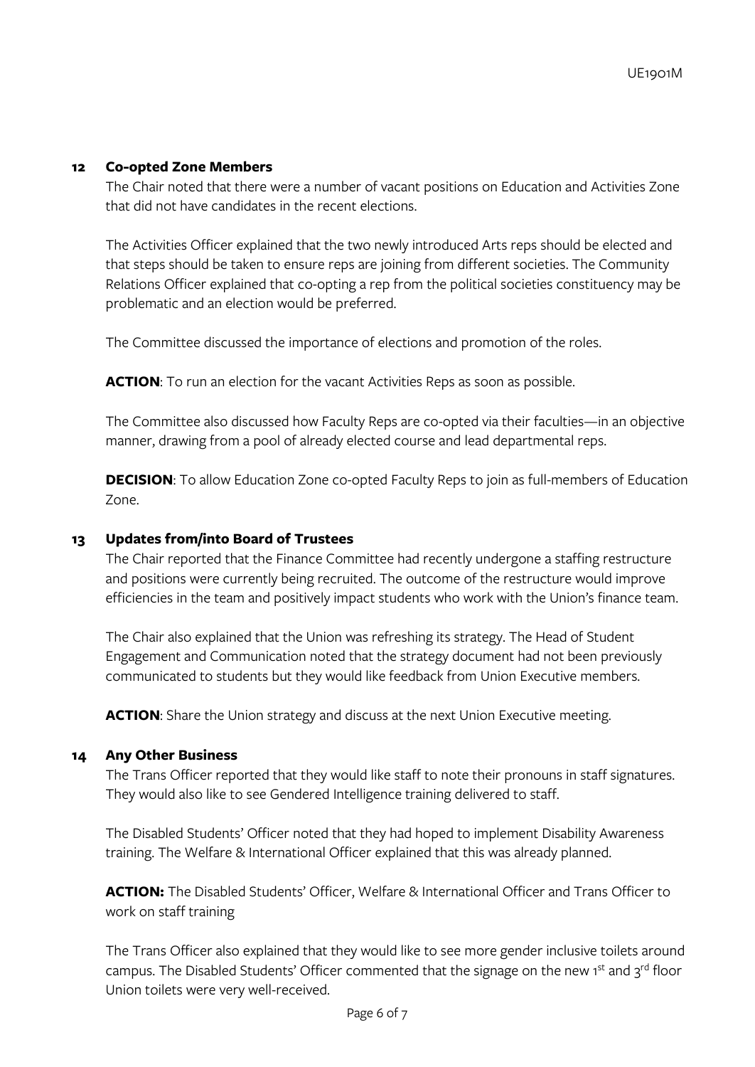## 12 Co-opted Zone Members

The Chair noted that there were a number of vacant positions on Education and Activities Zone that did not have candidates in the recent elections.

The Activities Officer explained that the two newly introduced Arts reps should be elected and that steps should be taken to ensure reps are joining from different societies. The Community Relations Officer explained that co-opting a rep from the political societies constituency may be problematic and an election would be preferred.

The Committee discussed the importance of elections and promotion of the roles.

**ACTION**: To run an election for the vacant Activities Reps as soon as possible.

The Committee also discussed how Faculty Reps are co-opted via their faculties—in an objective manner, drawing from a pool of already elected course and lead departmental reps.

**DECISION**: To allow Education Zone co-opted Faculty Reps to join as full-members of Education Zone.

## 13 Updates from/into Board of Trustees

The Chair reported that the Finance Committee had recently undergone a staffing restructure and positions were currently being recruited. The outcome of the restructure would improve efficiencies in the team and positively impact students who work with the Union's finance team.

The Chair also explained that the Union was refreshing its strategy. The Head of Student Engagement and Communication noted that the strategy document had not been previously communicated to students but they would like feedback from Union Executive members.

**ACTION**: Share the Union strategy and discuss at the next Union Executive meeting.

## 14 Any Other Business

The Trans Officer reported that they would like staff to note their pronouns in staff signatures. They would also like to see Gendered Intelligence training delivered to staff.

The Disabled Students' Officer noted that they had hoped to implement Disability Awareness training. The Welfare & International Officer explained that this was already planned.

**ACTION:** The Disabled Students' Officer, Welfare & International Officer and Trans Officer to work on staff training

The Trans Officer also explained that they would like to see more gender inclusive toilets around campus. The Disabled Students' Officer commented that the signage on the new 1st and 3rd floor Union toilets were very well-received.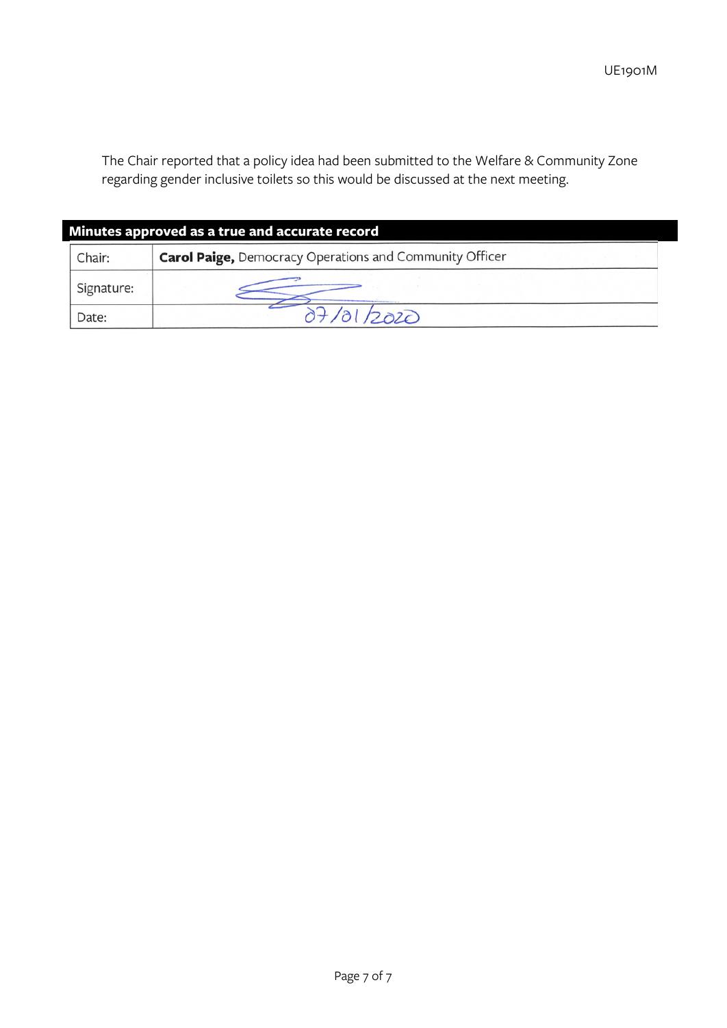The Chair reported that a policy idea had been submitted to the Welfare & Community Zone regarding gender inclusive toilets so this would be discussed at the next meeting.

## Minutes approved as a true and accurate record

| | |
|---|---|
| Chair: | **Carol Paige,** Democracy Operations and Community Officer |
| Signature: | |
| Date: | 07/01/2020 |